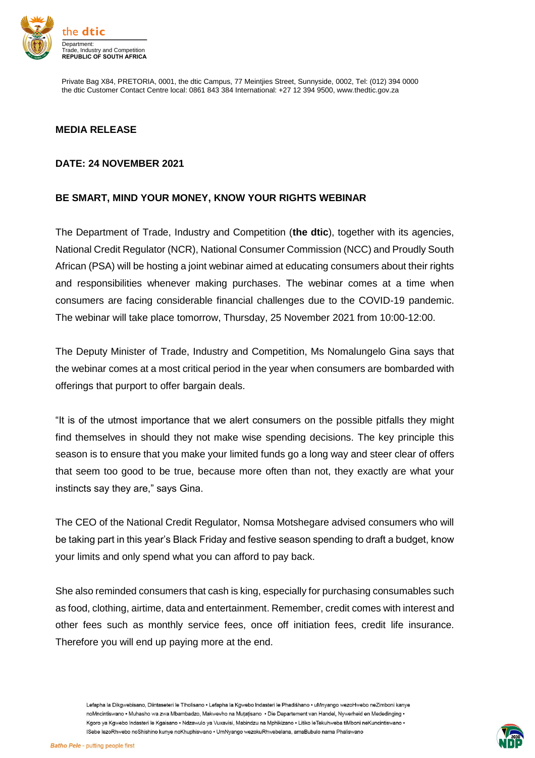**the dtic**

Department:
Trade, Industry and Competition
**REPUBLIC OF SOUTH AFRICA**

Private Bag X84, PRETORIA, 0001, the dtic Campus, 77 Meintjies Street, Sunnyside, 0002, Tel: (012) 394 0000
the dtic Customer Contact Centre local: 0861 843 384 International: +27 12 394 9500, www.thedtic.gov.za

**MEDIA RELEASE**

**DATE: 24 NOVEMBER 2021**

**BE SMART, MIND YOUR MONEY, KNOW YOUR RIGHTS WEBINAR**

The Department of Trade, Industry and Competition (**the dtic**), together with its agencies, National Credit Regulator (NCR), National Consumer Commission (NCC) and Proudly South African (PSA) will be hosting a joint webinar aimed at educating consumers about their rights and responsibilities whenever making purchases. The webinar comes at a time when consumers are facing considerable financial challenges due to the COVID-19 pandemic. The webinar will take place tomorrow, Thursday, 25 November 2021 from 10:00-12:00.

The Deputy Minister of Trade, Industry and Competition, Ms Nomalungelo Gina says that the webinar comes at a most critical period in the year when consumers are bombarded with offerings that purport to offer bargain deals.

"It is of the utmost importance that we alert consumers on the possible pitfalls they might find themselves in should they not make wise spending decisions. The key principle this season is to ensure that you make your limited funds go a long way and steer clear of offers that seem too good to be true, because more often than not, they exactly are what your instincts say they are," says Gina.

The CEO of the National Credit Regulator, Nomsa Motshegare advised consumers who will be taking part in this year's Black Friday and festive season spending to draft a budget, know your limits and only spend what you can afford to pay back.

She also reminded consumers that cash is king, especially for purchasing consumables such as food, clothing, airtime, data and entertainment. Remember, credit comes with interest and other fees such as monthly service fees, once off initiation fees, credit life insurance. Therefore you will end up paying more at the end.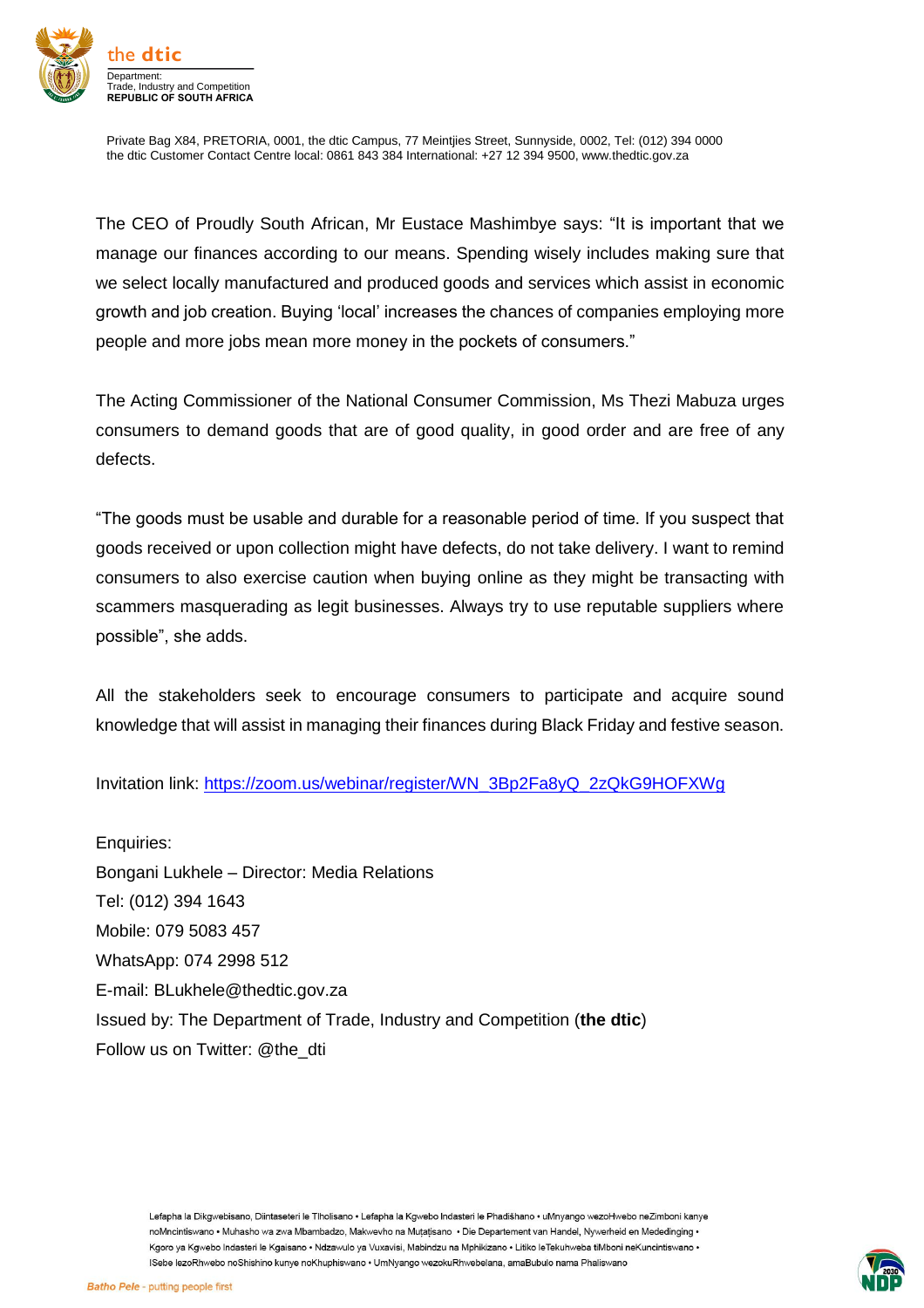The CEO of Proudly South African, Mr Eustace Mashimbye says: "It is important that we manage our finances according to our means. Spending wisely includes making sure that we select locally manufactured and produced goods and services which assist in economic growth and job creation. Buying 'local' increases the chances of companies employing more people and more jobs mean more money in the pockets of consumers."

The Acting Commissioner of the National Consumer Commission, Ms Thezi Mabuza urges consumers to demand goods that are of good quality, in good order and are free of any defects.

"The goods must be usable and durable for a reasonable period of time. If you suspect that goods received or upon collection might have defects, do not take delivery. I want to remind consumers to also exercise caution when buying online as they might be transacting with scammers masquerading as legit businesses. Always try to use reputable suppliers where possible", she adds.

All the stakeholders seek to encourage consumers to participate and acquire sound knowledge that will assist in managing their finances during Black Friday and festive season.

Invitation link: [https://zoom.us/webinar/register/WN_3Bp2Fa8yQ_2zQkG9HOFXWg](https://zoom.us/webinar/register/WN_3Bp2Fa8yQ_2zQkG9HOFXWg)

Enquiries:
Bongani Lukhele – Director: Media Relations
Tel: (012) 394 1643
Mobile: 079 5083 457
WhatsApp: 074 2998 512
E-mail: BLukhele@thedtic.gov.za
Issued by: The Department of Trade, Industry and Competition (**the dtic**)
Follow us on Twitter: @the_dti